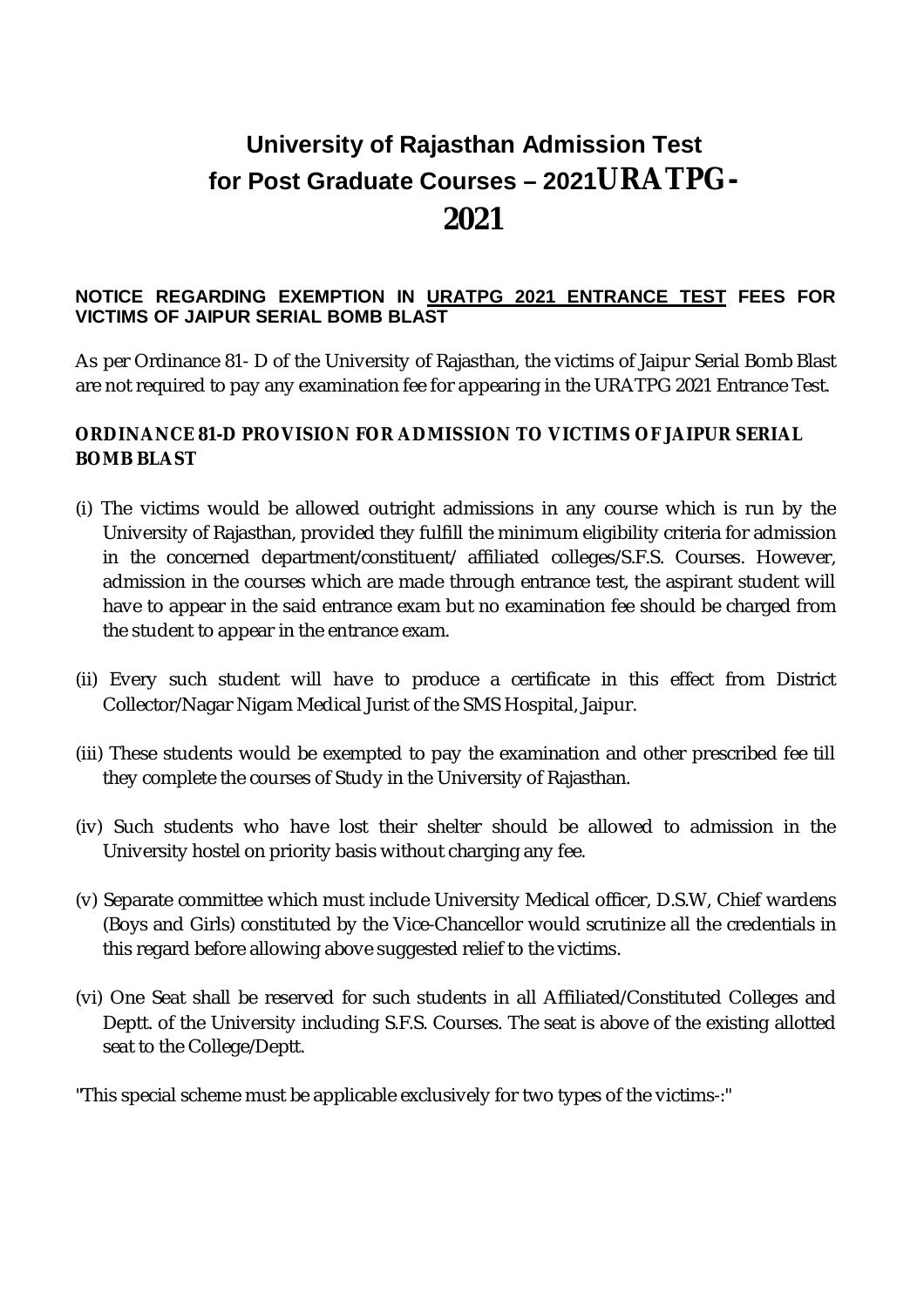# University of Rajasthan Admission Test for Post Graduate Courses – 2021URATPG-2021

**NOTICE REGARDING EXEMPTION IN URATPG 2021 ENTRANCE TEST FEES FOR VICTIMS OF JAIPUR SERIAL BOMB BLAST**

As per Ordinance 81- D of the University of Rajasthan, the victims of Jaipur Serial Bomb Blast are not required to pay any examination fee for appearing in the URATPG 2021 Entrance Test.

**ORDINANCE 81-D PROVISION FOR ADMISSION TO VICTIMS OF JAIPUR SERIAL BOMB BLAST**

(i) The victims would be allowed outright admissions in any course which is run by the University of Rajasthan, provided they fulfill the minimum eligibility criteria for admission in the concerned department/constituent/ affiliated colleges/S.F.S. Courses. However, admission in the courses which are made through entrance test, the aspirant student will have to appear in the said entrance exam but no examination fee should be charged from the student to appear in the entrance exam.

(ii) Every such student will have to produce a certificate in this effect from District Collector/Nagar Nigam Medical Jurist of the SMS Hospital, Jaipur.

(iii) These students would be exempted to pay the examination and other prescribed fee till they complete the courses of Study in the University of Rajasthan.

(iv) Such students who have lost their shelter should be allowed to admission in the University hostel on priority basis without charging any fee.

(v) Separate committee which must include University Medical officer, D.S.W, Chief wardens (Boys and Girls) constituted by the Vice-Chancellor would scrutinize all the credentials in this regard before allowing above suggested relief to the victims.

(vi) One Seat shall be reserved for such students in all Affiliated/Constituted Colleges and Deptt. of the University including S.F.S. Courses. The seat is above of the existing allotted seat to the College/Deptt.

"This special scheme must be applicable exclusively for two types of the victims-:"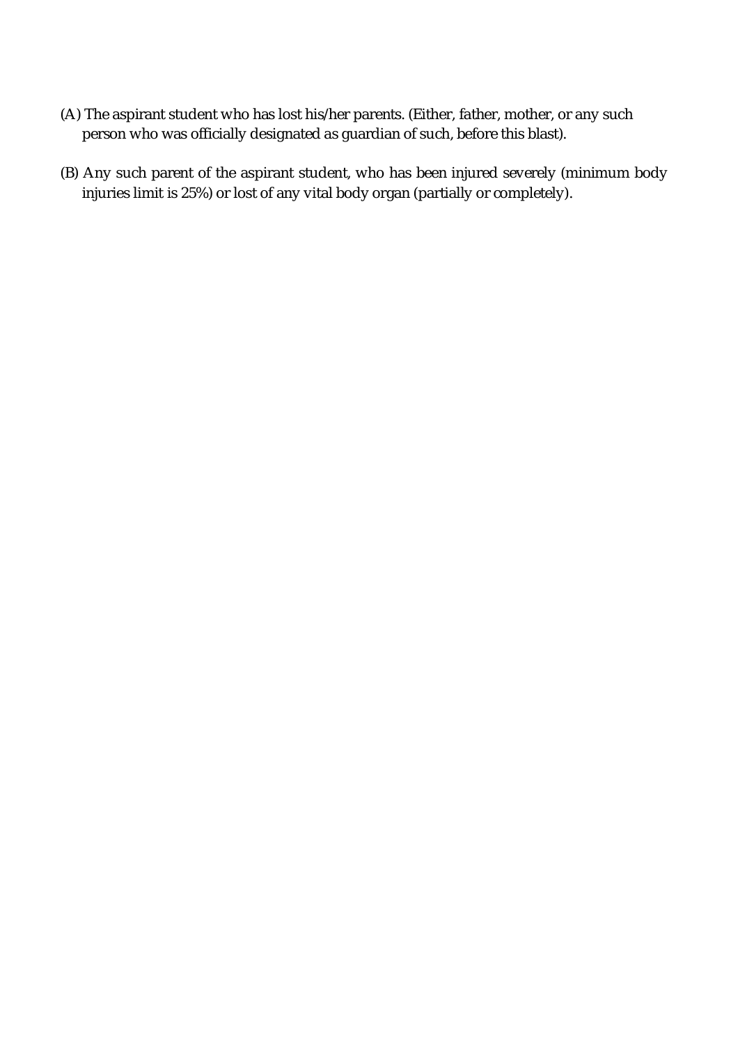(A) The aspirant student who has lost his/her parents. (Either, father, mother, or any such person who was officially designated as guardian of such, before this blast).

(B) Any such parent of the aspirant student, who has been injured severely (minimum body injuries limit is 25%) or lost of any vital body organ (partially or completely).